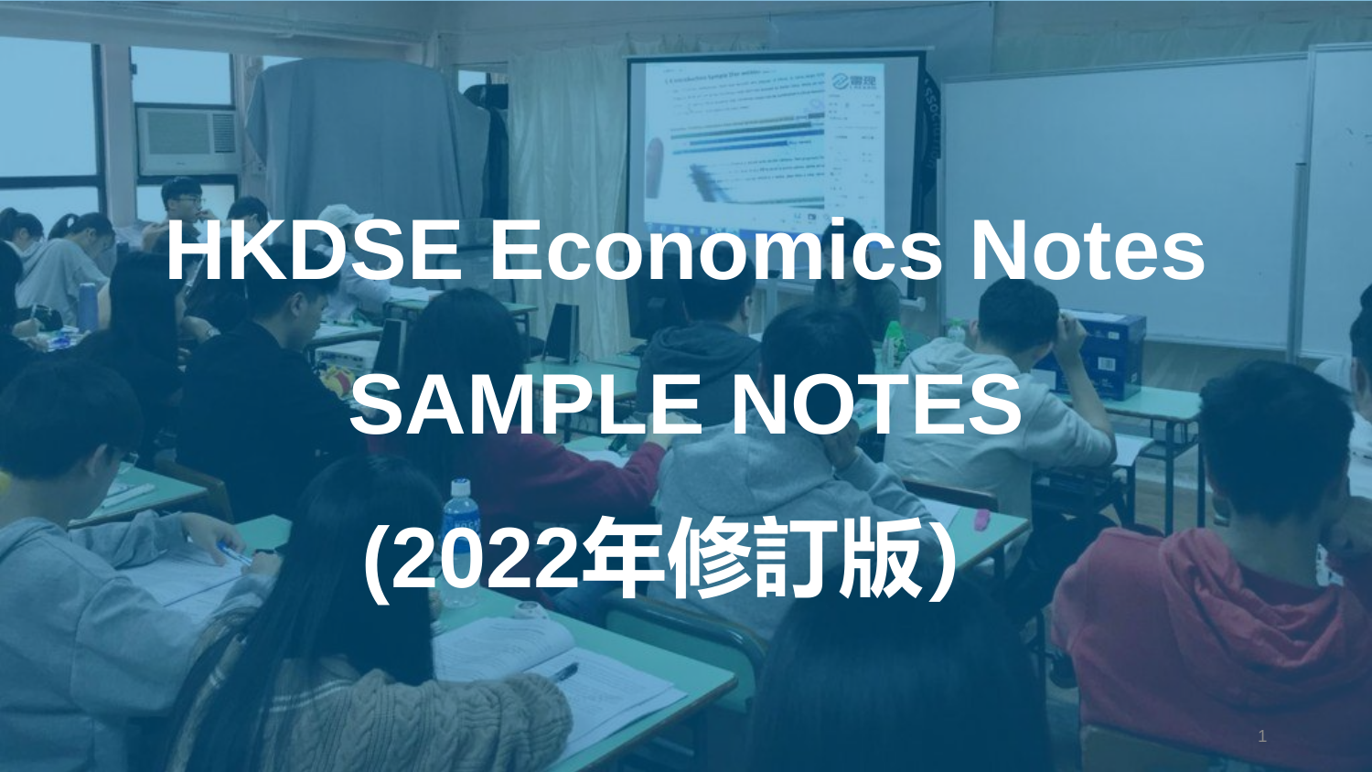# HKDSE Economics Notes

# SAMPLE NOTES

# (2022年修訂版)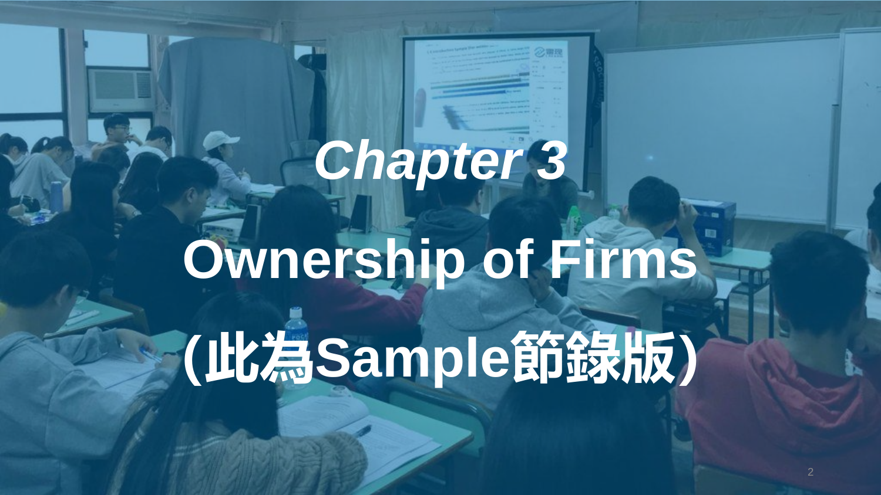# *Chapter 3*

# Ownership of Firms

# (此為Sample節錄版)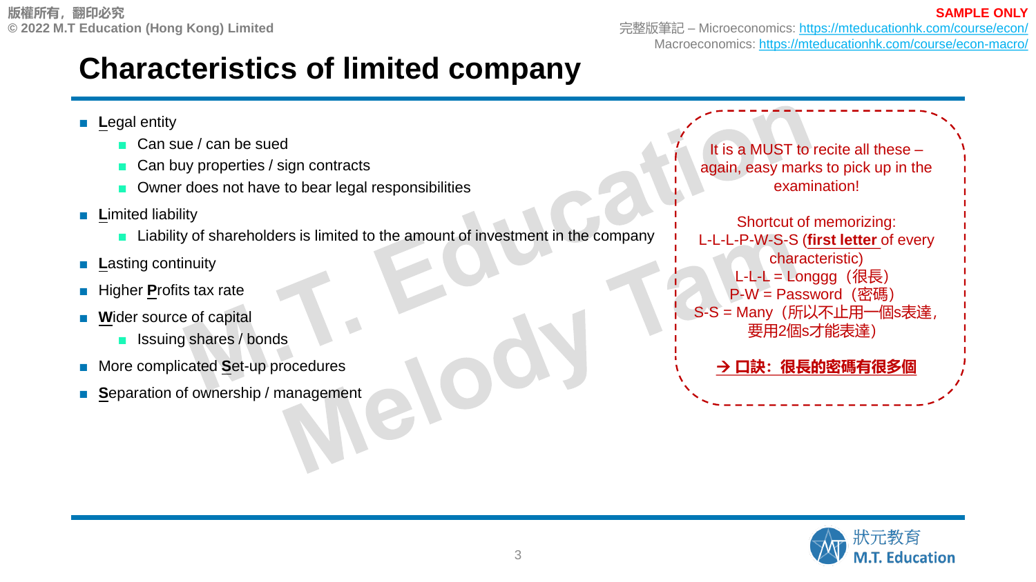# Characteristics of limited company

- **L**egal entity
  - Can sue / can be sued
  - Can buy properties / sign contracts
  - Owner does not have to bear legal responsibilities
- **L**imited liability
  - Liability of shareholders is limited to the amount of investment in the company
- **L**asting continuity
- Higher **P**rofits tax rate
- **W**ider source of capital
  - Issuing shares / bonds
- More complicated **S**et-up procedures
- **S**eparation of ownership / management

It is a MUST to recite all these – again, easy marks to pick up in the examination!

Shortcut of memorizing:
L-L-L-P-W-S-S (**first letter** of every characteristic)
L-L-L = Longgg（很長）
P-W = Password（密碼）
S-S = Many（所以不止用一個s表達，要用2個s才能表達）

**→ 口訣：很長的密碼有很多個**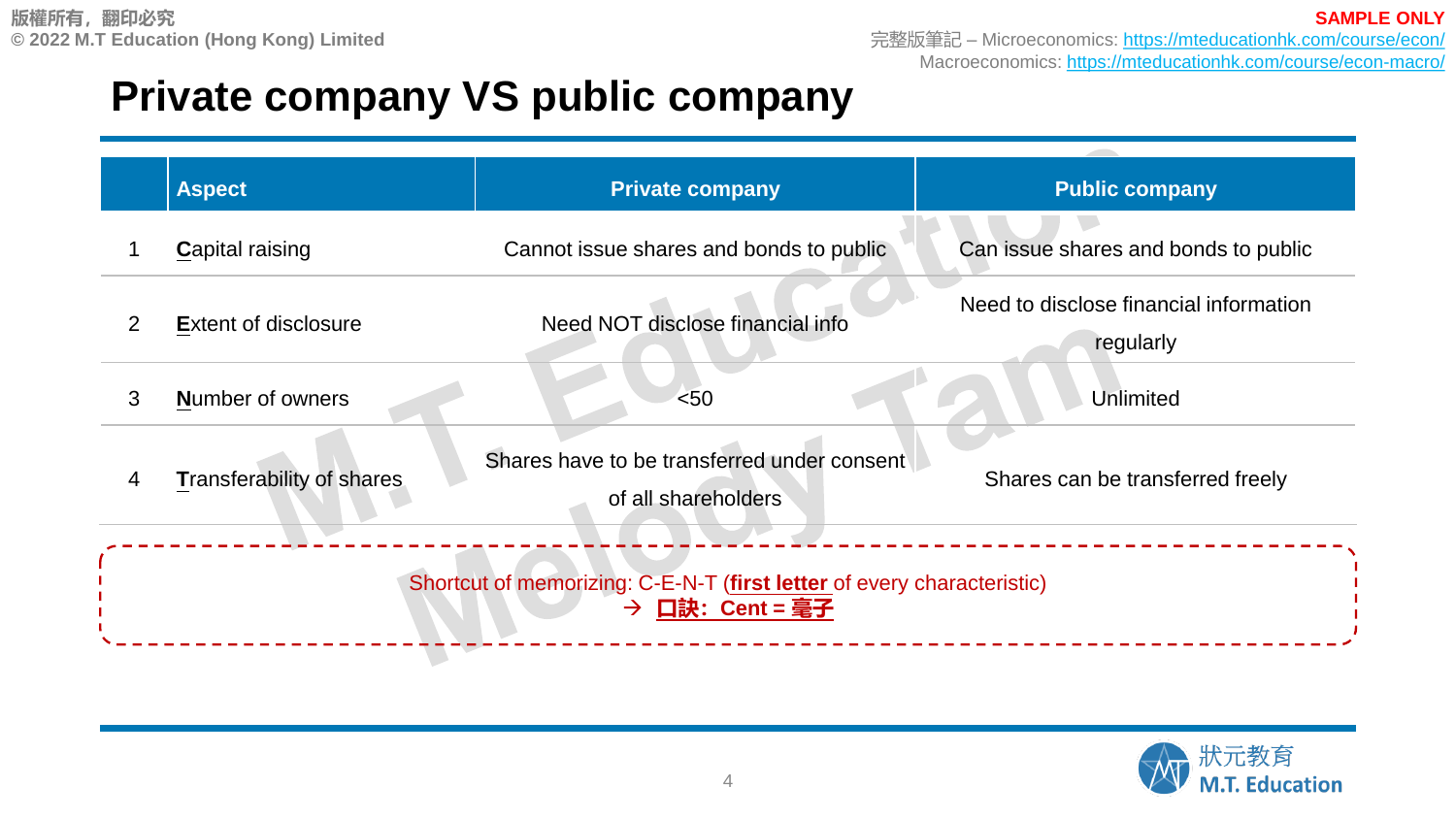# Private company VS public company

| | Aspect | Private company | Public company |
|---|---|---|---|
| 1 | **C**apital raising | Cannot issue shares and bonds to public | Can issue shares and bonds to public |
| 2 | **E**xtent of disclosure | Need NOT disclose financial info | Need to disclose financial information regularly |
| 3 | **N**umber of owners | <50 | Unlimited |
| 4 | **T**ransferability of shares | Shares have to be transferred under consent of all shareholders | Shares can be transferred freely |

Shortcut of memorizing: C-E-N-T (**first letter** of every characteristic)
→ **口訣：Cent = 毫子**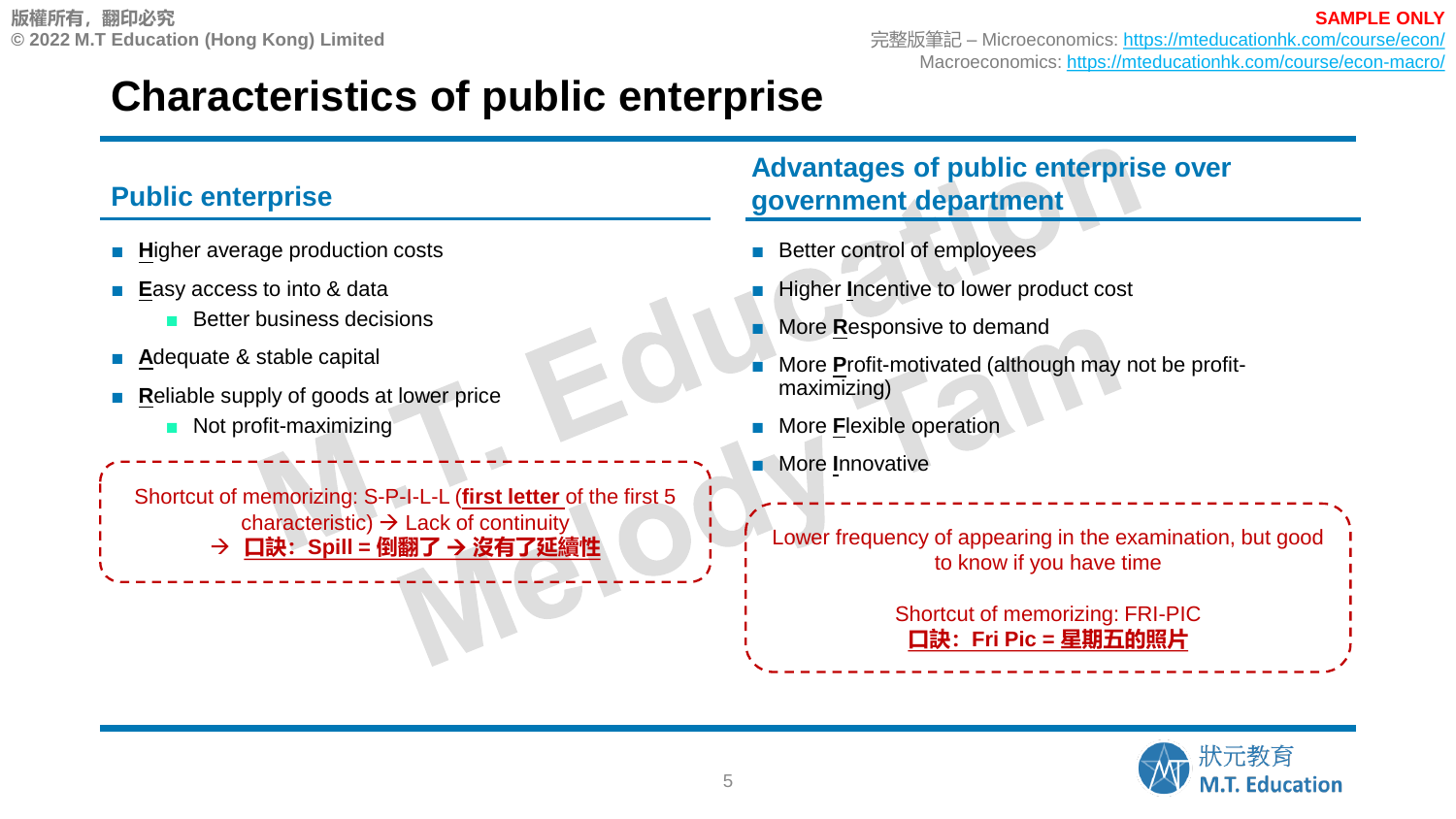# Characteristics of public enterprise

## Public enterprise

- **H**igher average production costs
- **E**asy access to into & data
  - Better business decisions
- **A**dequate & stable capital
- **R**eliable supply of goods at lower price
  - Not profit-maximizing

Shortcut of memorizing: S-P-I-L-L (**first letter** of the first 5 characteristic) → Lack of continuity
→ **口訣：Spill = 倒翻了 → 沒有了延續性**

## Advantages of public enterprise over government department

- Better control of employees
- Higher **I**ncentive to lower product cost
- More **R**esponsive to demand
- More **P**rofit-motivated (although may not be profit-maximizing)
- More **F**lexible operation
- More **I**nnovative

Lower frequency of appearing in the examination, but good to know if you have time

Shortcut of memorizing: FRI-PIC
**口訣：Fri Pic = 星期五的照片**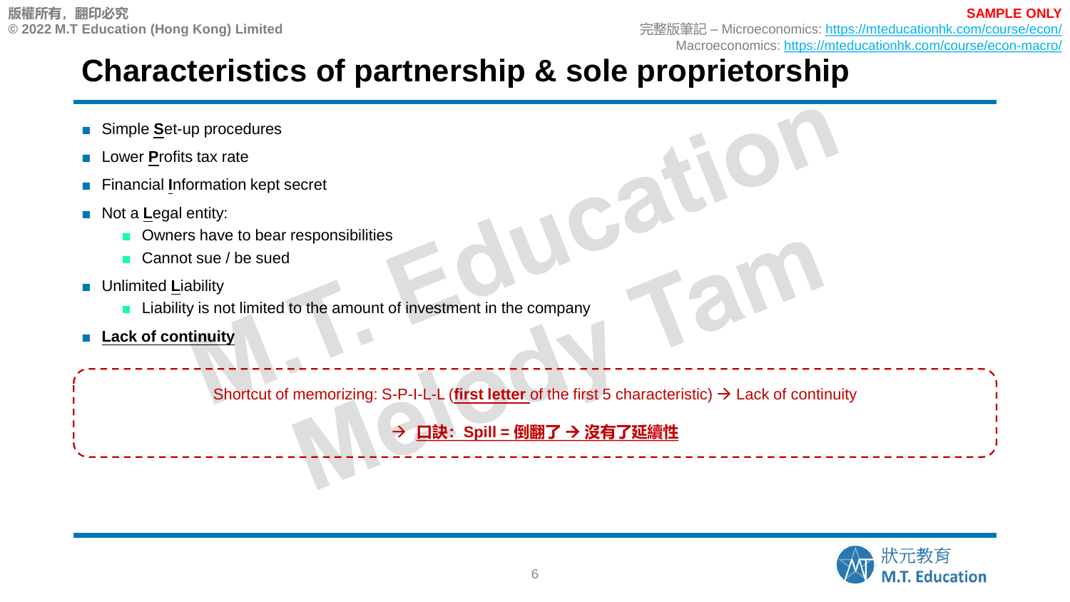# Characteristics of partnership & sole proprietorship

- Simple **S**et-up procedures
- Lower **P**rofits tax rate
- Financial **I**nformation kept secret
- Not a **L**egal entity:
  - Owners have to bear responsibilities
  - Cannot sue / be sued
- Unlimited **L**iability
  - Liability is not limited to the amount of investment in the company
- **Lack of continuity**

Shortcut of memorizing: S-P-I-L-L (**first letter** of the first 5 characteristic) → Lack of continuity

→ **口訣：Spill = 倒翻了 → 沒有了延續性**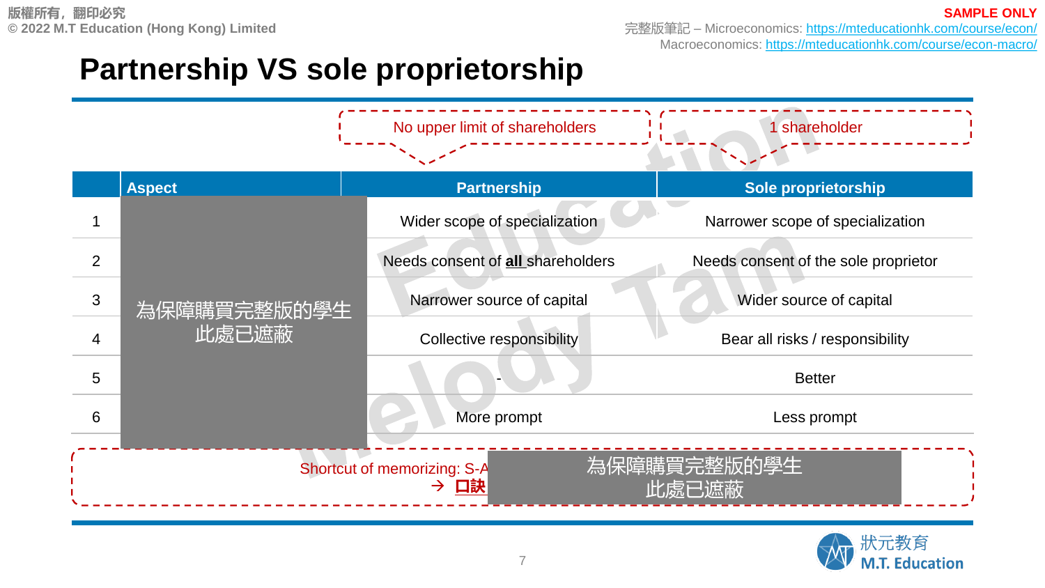# Partnership VS sole proprietorship

No upper limit of shareholders | 1 shareholder

| | Aspect | Partnership | Sole proprietorship |
|---|---|---|---|
| 1 | 為保障購買完整版的學生 此處已遮蔽 | Wider scope of specialization | Narrower scope of specialization |
| 2 | | Needs consent of **all** shareholders | Needs consent of the sole proprietor |
| 3 | | Narrower source of capital | Wider source of capital |
| 4 | | Collective responsibility | Bear all risks / responsibility |
| 5 | | - | Better |
| 6 | | More prompt | Less prompt |

Shortcut of memorizing: S-A 為保障購買完整版的學生 此處已遮蔽

→ **口訣**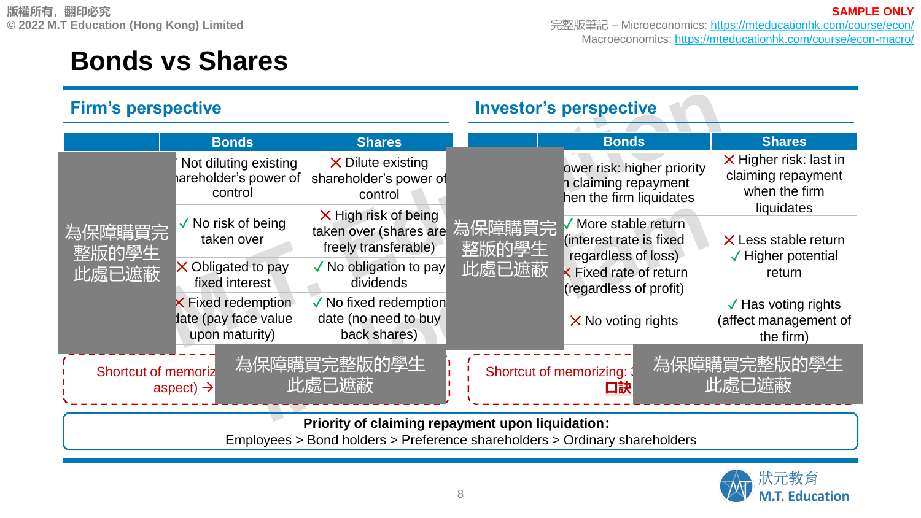# Bonds vs Shares

## Firm's perspective

| | Bonds | Shares |
|---|---|---|
| 為保障購買完整版的學生此處已遮蔽 | ✓ Not diluting existing shareholder's power of control | ✗ Diluting existing shareholder's power of control |
| | ✓ No risk of being taken over | ✗ High risk of being taken over (shares are freely transferable) |
| | ✗ Obligated to pay fixed interest | ✓ No obligation to pay dividends |
| | ✗ Fixed redemption date (pay face value upon maturity) | ✓ No fixed redemption date (no need to buy back shares) |

Shortcut of memoriz... aspect) → 為保障購買完整版的學生此處已遮蔽

## Investor's perspective

| | Bonds | Shares |
|---|---|---|
| 為保障購買完整版的學生此處已遮蔽 | ...ower risk: higher priority ...n claiming repayment ...hen the firm liquidates | ✗ Higher risk: last in claiming repayment when the firm liquidates |
| | ✓ More stable return (interest rate is fixed regardless of loss)<br>✗ Fixed rate of return (regardless of profit) | ✗ Less stable return<br>✓ Higher potential return |
| | ✗ No voting rights | ✓ Has voting rights (affect management of the firm) |

Shortcut of memorizing: ... 口訣 為保障購買完整版的學生此處已遮蔽

**Priority of claiming repayment upon liquidation:**
Employees > Bond holders > Preference shareholders > Ordinary shareholders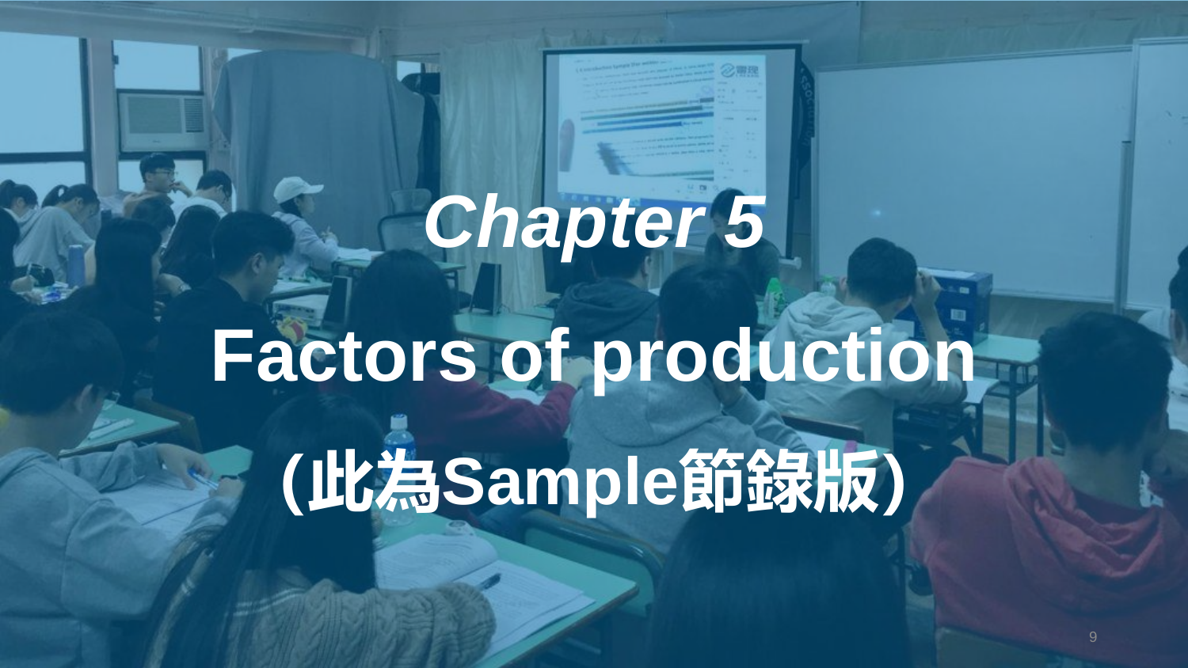# *Chapter 5*

# Factors of production

# (此為Sample節錄版)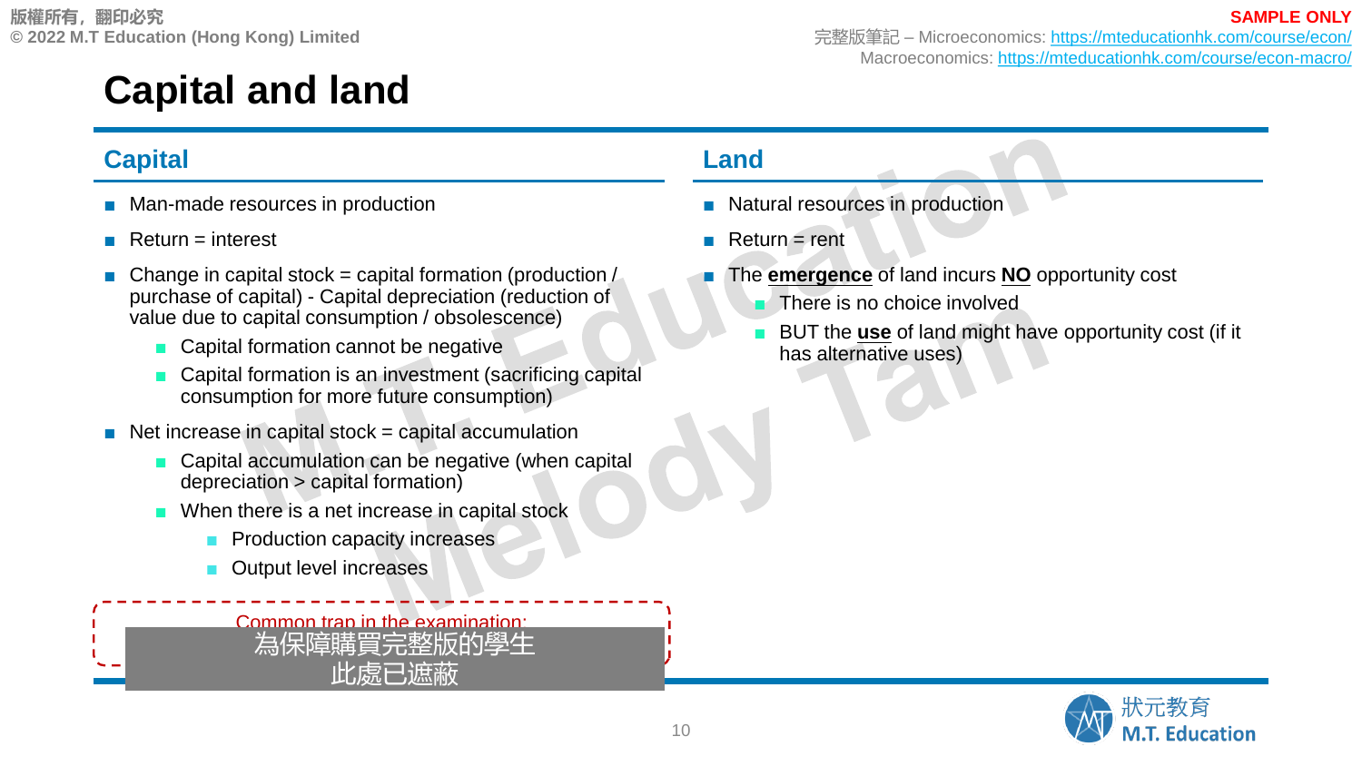# Capital and land

## Capital

- Man-made resources in production
- Return = interest
- Change in capital stock = capital formation (production / purchase of capital) - Capital depreciation (reduction of value due to capital consumption / obsolescence)
  - Capital formation cannot be negative
  - Capital formation is an investment (sacrificing capital consumption for more future consumption)
- Net increase in capital stock = capital accumulation
  - Capital accumulation can be negative (when capital depreciation > capital formation)
  - When there is a net increase in capital stock
    - Production capacity increases
    - Output level increases

Common trap in the examination:

為保障購買完整版的學生
此處已遮蔽

## Land

- Natural resources in production
- Return = rent
- The **emergence** of land incurs **NO** opportunity cost
  - There is no choice involved
  - BUT the **use** of land might have opportunity cost (if it has alternative uses)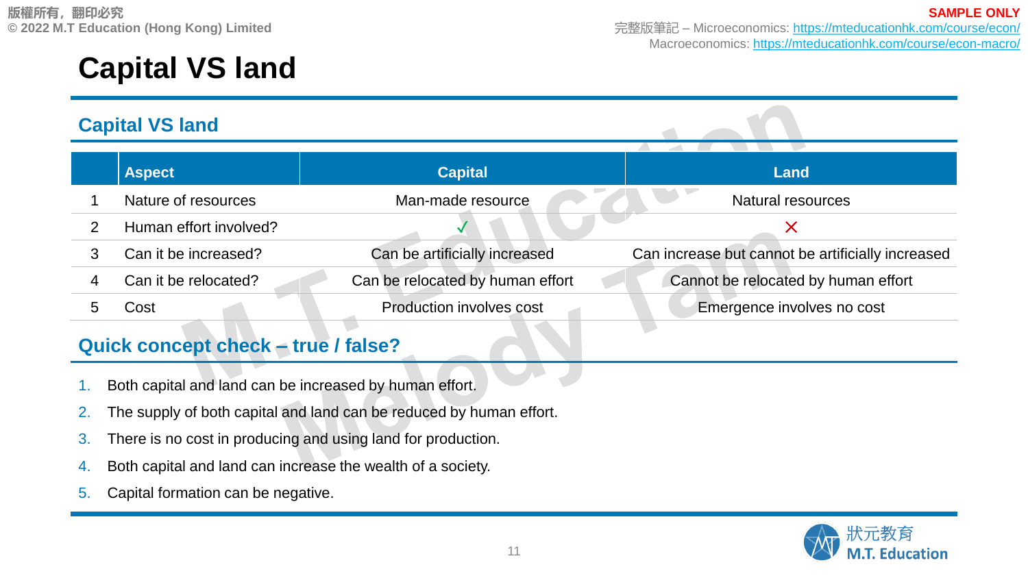# Capital VS land

## Capital VS land

| | Aspect | Capital | Land |
|---|---|---|---|
| 1 | Nature of resources | Man-made resource | Natural resources |
| 2 | Human effort involved? | ✓ | ✗ |
| 3 | Can it be increased? | Can be artificially increased | Can increase but cannot be artificially increased |
| 4 | Can it be relocated? | Can be relocated by human effort | Cannot be relocated by human effort |
| 5 | Cost | Production involves cost | Emergence involves no cost |

## Quick concept check – true / false?

1. Both capital and land can be increased by human effort.
2. The supply of both capital and land can be reduced by human effort.
3. There is no cost in producing and using land for production.
4. Both capital and land can increase the wealth of a society.
5. Capital formation can be negative.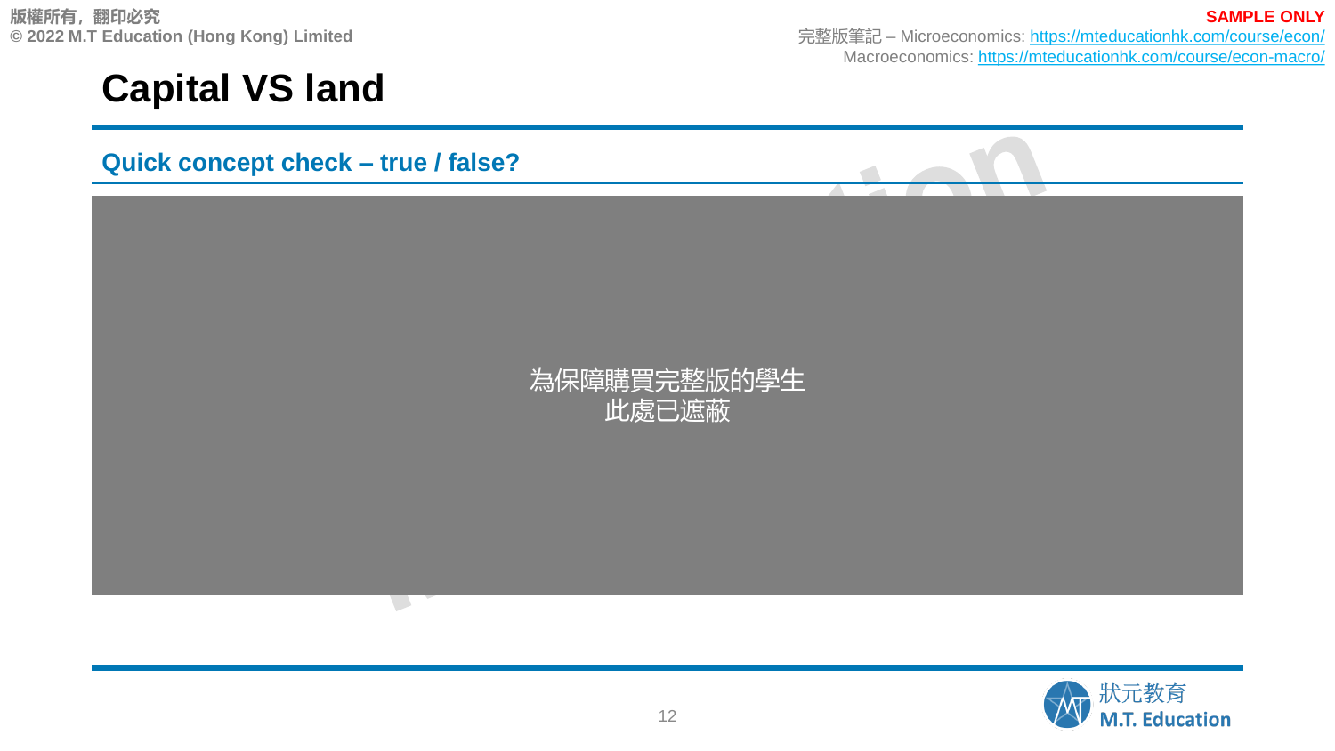# Capital VS land

## Quick concept check – true / false?

為保障購買完整版的學生
此處已遮蔽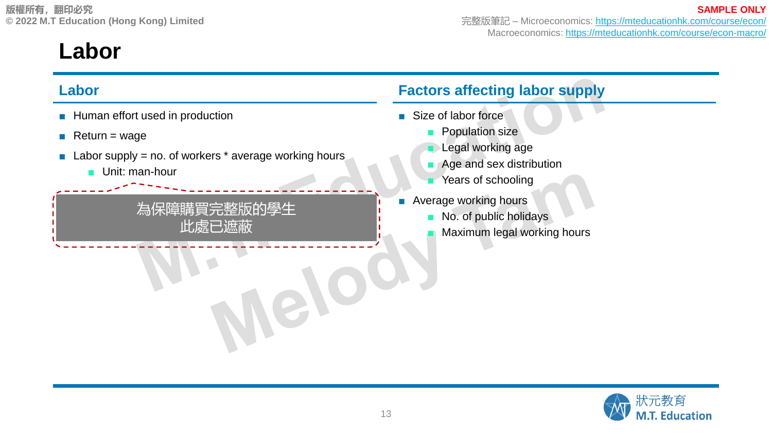# Labor

## Labor

- Human effort used in production
- Return = wage
- Labor supply = no. of workers * average working hours
  - Unit: man-hour

為保障購買完整版的學生
此處已遮蔽

## Factors affecting labor supply

- Size of labor force
  - Population size
  - Legal working age
  - Age and sex distribution
  - Years of schooling
- Average working hours
  - No. of public holidays
  - Maximum legal working hours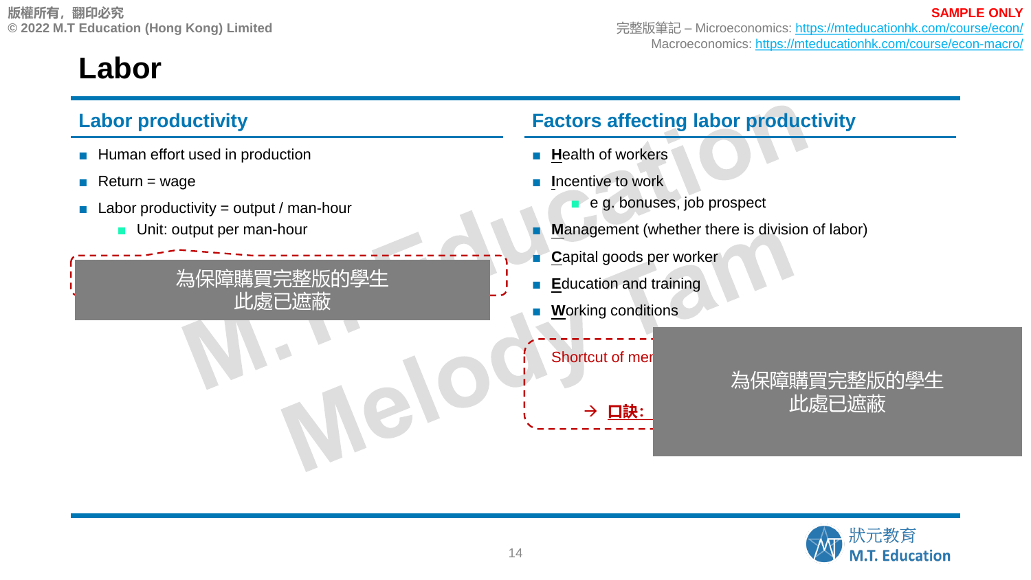# Labor

## Labor productivity

- Human effort used in production
- Return = wage
- Labor productivity = output / man-hour
  - Unit: output per man-hour

為保障購買完整版的學生
此處已遮蔽

## Factors affecting labor productivity

- **H**ealth of workers
- **I**ncentive to work
  - e g. bonuses, job prospect
- **M**anagement (whether there is division of labor)
- **C**apital goods per worker
- **E**ducation and training
- **W**orking conditions

Shortcut of mer

→ **口訣:**

為保障購買完整版的學生
此處已遮蔽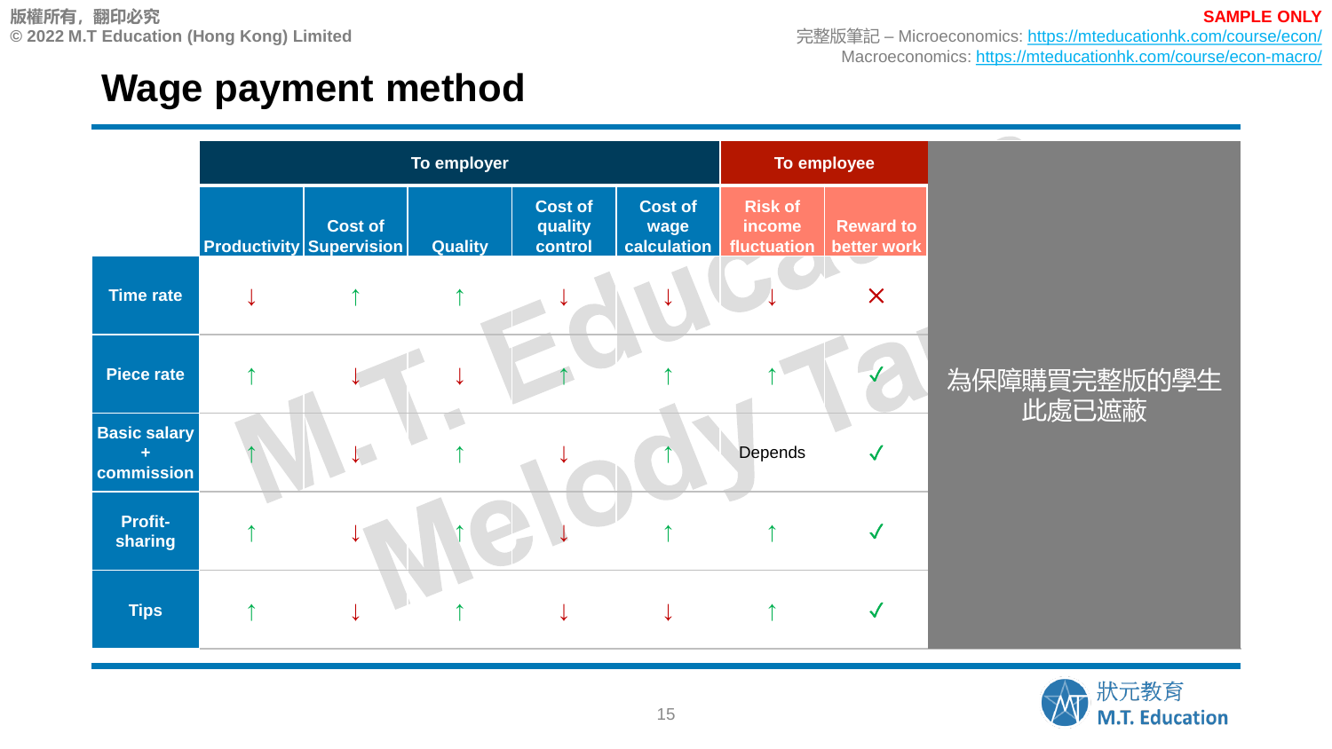# Wage payment method

| | To employer | | | | | To employee | | 為保障購買完整版的學生此處已遮蔽 |
|---|---|---|---|---|---|---|---|---|
| | Productivity | Cost of Supervision | Quality | Cost of quality control | Cost of wage calculation | Risk of income fluctuation | Reward to better work | |
| Time rate | ↓ | ↑ | ↑ | ↓ | ↓ | ↓ | ✕ | |
| Piece rate | ↑ | ↓ | ↓ | ↑ | ↑ | ↑ | ✓ | |
| Basic salary + commission | ↑ | ↓ | ↑ | ↓ | ↑ | Depends | ✓ | |
| Profit-sharing | ↑ | ↓ | ↑ | ↓ | ↑ | ↑ | ✓ | |
| Tips | ↑ | ↓ | ↑ | ↓ | ↓ | ↑ | ✓ | |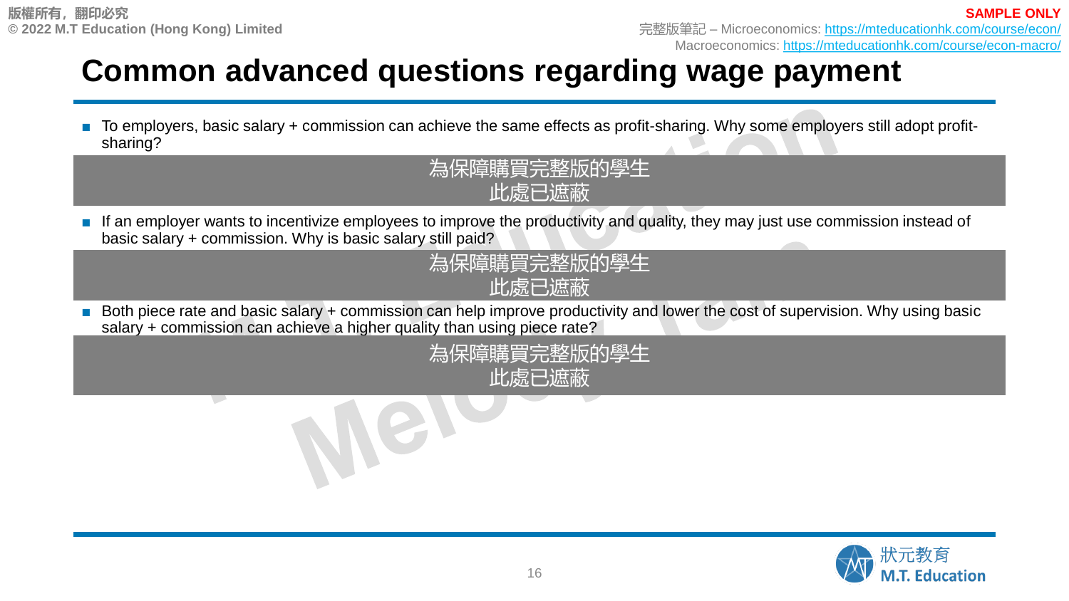# Common advanced questions regarding wage payment

- To employers, basic salary + commission can achieve the same effects as profit-sharing. Why some employers still adopt profit-sharing?

為保障購買完整版的學生
此處已遮蔽

- If an employer wants to incentivize employees to improve the productivity and quality, they may just use commission instead of basic salary + commission. Why is basic salary still paid?

為保障購買完整版的學生
此處已遮蔽

- Both piece rate and basic salary + commission can help improve productivity and lower the cost of supervision. Why using basic salary + commission can achieve a higher quality than using piece rate?

為保障購買完整版的學生
此處已遮蔽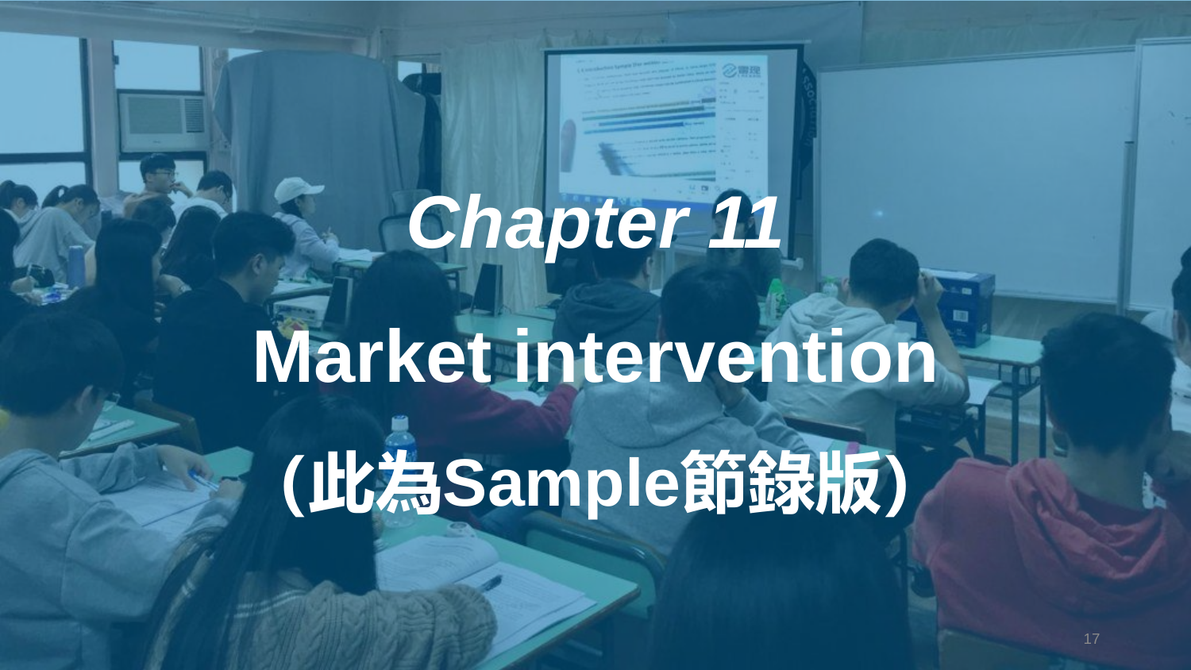# *Chapter 11*

# Market intervention

# (此為Sample節錄版)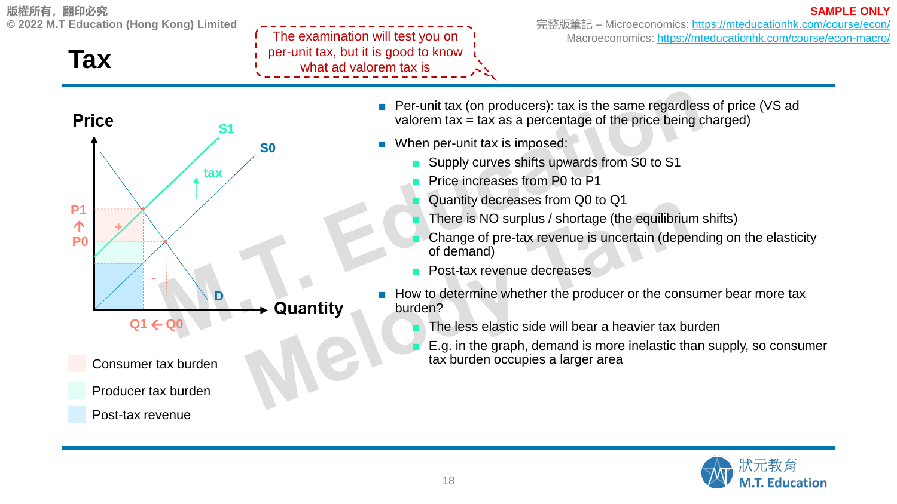# Tax

The examination will test you on per-unit tax, but it is good to know what ad valorem tax is

Price

S1

S0

tax

P1

P0

+

-

D

Quantity

Q1 ← Q0

Consumer tax burden

Producer tax burden

Post-tax revenue

- Per-unit tax (on producers): tax is the same regardless of price (VS ad valorem tax = tax as a percentage of the price being charged)
- When per-unit tax is imposed:
  - Supply curves shifts upwards from S0 to S1
  - Price increases from P0 to P1
  - Quantity decreases from Q0 to Q1
  - There is NO surplus / shortage (the equilibrium shifts)
  - Change of pre-tax revenue is uncertain (depending on the elasticity of demand)
  - Post-tax revenue decreases
- How to determine whether the producer or the consumer bear more tax burden?
  - The less elastic side will bear a heavier tax burden
  - E.g. in the graph, demand is more inelastic than supply, so consumer tax burden occupies a larger area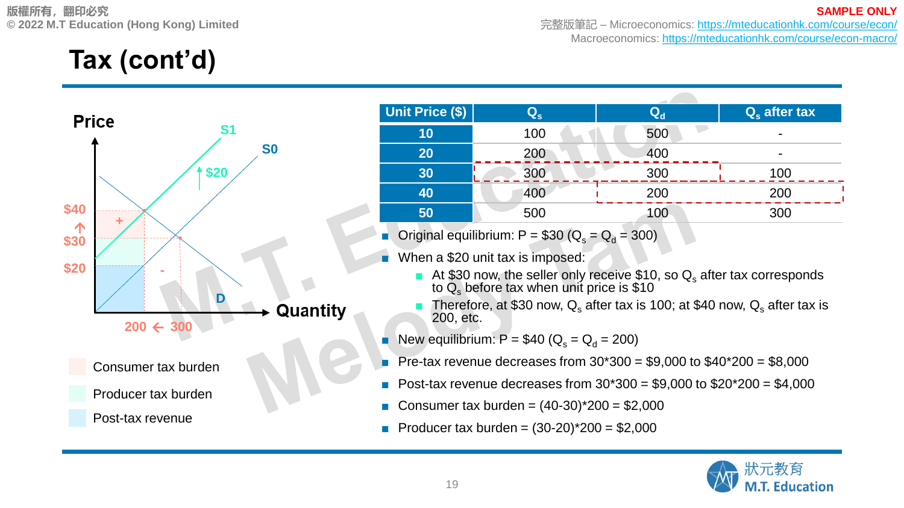# Tax (cont'd)

Price

S1

S0

$20

$40

$30

$20

D

200 ← 300

Quantity

Consumer tax burden

Producer tax burden

Post-tax revenue

| Unit Price ($) | $Q_s$ | $Q_d$ | $Q_s$ after tax |
| --- | --- | --- | --- |
| 10 | 100 | 500 | - |
| 20 | 200 | 400 | - |
| 30 | 300 | 300 | 100 |
| 40 | 400 | 200 | 200 |
| 50 | 500 | 100 | 300 |

- Original equilibrium: P = $30 ($Q_s$ = $Q_d$ = 300)
- When a $20 unit tax is imposed:
  - At $30 now, the seller only receive $10, so $Q_s$ after tax corresponds to $Q_s$ before tax when unit price is $10
  - Therefore, at $30 now, $Q_s$ after tax is 100; at $40 now, $Q_s$ after tax is 200, etc.
- New equilibrium: P = $40 ($Q_s$ = $Q_d$ = 200)
- Pre-tax revenue decreases from 30*300 = $9,000 to $40*200 = $8,000
- Post-tax revenue decreases from 30*300 = $9,000 to $20*200 = $4,000
- Consumer tax burden = (40-30)*200 = $2,000
- Producer tax burden = (30-20)*200 = $2,000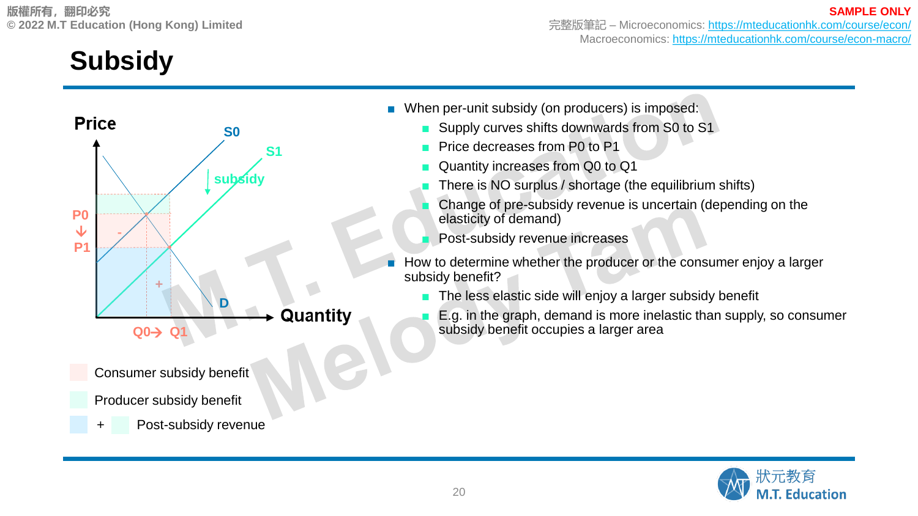# Subsidy

Price

S0

S1

subsidy

P0

P1

D

Quantity

Q0→ Q1

Consumer subsidy benefit

Producer subsidy benefit

+ Post-subsidy revenue

- When per-unit subsidy (on producers) is imposed:
  - Supply curves shifts downwards from S0 to S1
  - Price decreases from P0 to P1
  - Quantity increases from Q0 to Q1
  - There is NO surplus / shortage (the equilibrium shifts)
  - Change of pre-subsidy revenue is uncertain (depending on the elasticity of demand)
  - Post-subsidy revenue increases
- How to determine whether the producer or the consumer enjoy a larger subsidy benefit?
  - The less elastic side will enjoy a larger subsidy benefit
  - E.g. in the graph, demand is more inelastic than supply, so consumer subsidy benefit occupies a larger area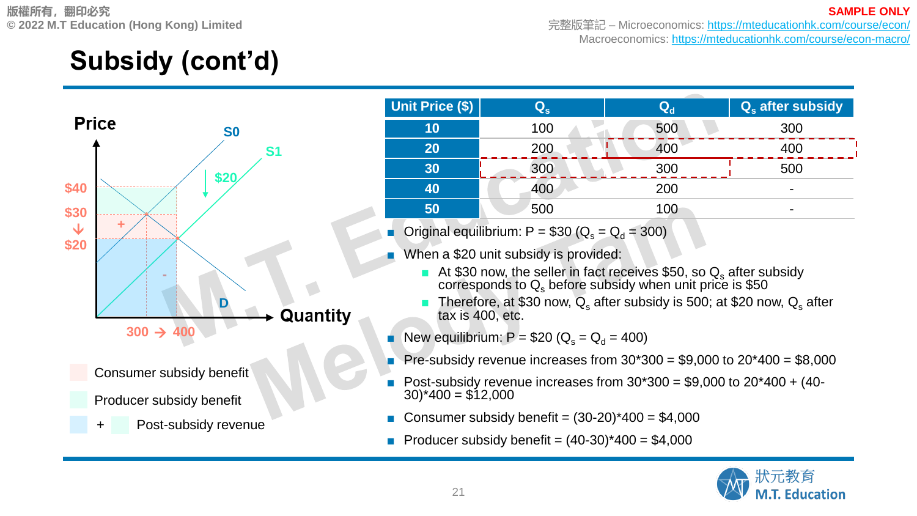# Subsidy (cont'd)

Price

S0

S1

$20

$40

$30

↓

$20

+

-

D

300 → 400

Quantity

Consumer subsidy benefit

Producer subsidy benefit

+ Post-subsidy revenue

| Unit Price ($) | $Q_s$ | $Q_d$ | $Q_s$ after subsidy |
| --- | --- | --- | --- |
| 10 | 100 | 500 | 300 |
| 20 | 200 | 400 | 400 |
| 30 | 300 | 300 | 500 |
| 40 | 400 | 200 | - |
| 50 | 500 | 100 | - |

- Original equilibrium: P = $30 ($Q_s$ = $Q_d$ = 300)
- When a $20 unit subsidy is provided:
  - At $30 now, the seller in fact receives $50, so $Q_s$ after subsidy corresponds to $Q_s$ before subsidy when unit price is $50
  - Therefore, at $30 now, $Q_s$ after subsidy is 500; at $20 now, $Q_s$ after tax is 400, etc.
- New equilibrium: P = $20 ($Q_s$ = $Q_d$ = 400)
- Pre-subsidy revenue increases from 30*300 = $9,000 to 20*400 = $8,000
- Post-subsidy revenue increases from 30*300 = $9,000 to 20*400 + (40-30)*400 = $12,000
- Consumer subsidy benefit = (30-20)*400 = $4,000
- Producer subsidy benefit = (40-30)*400 = $4,000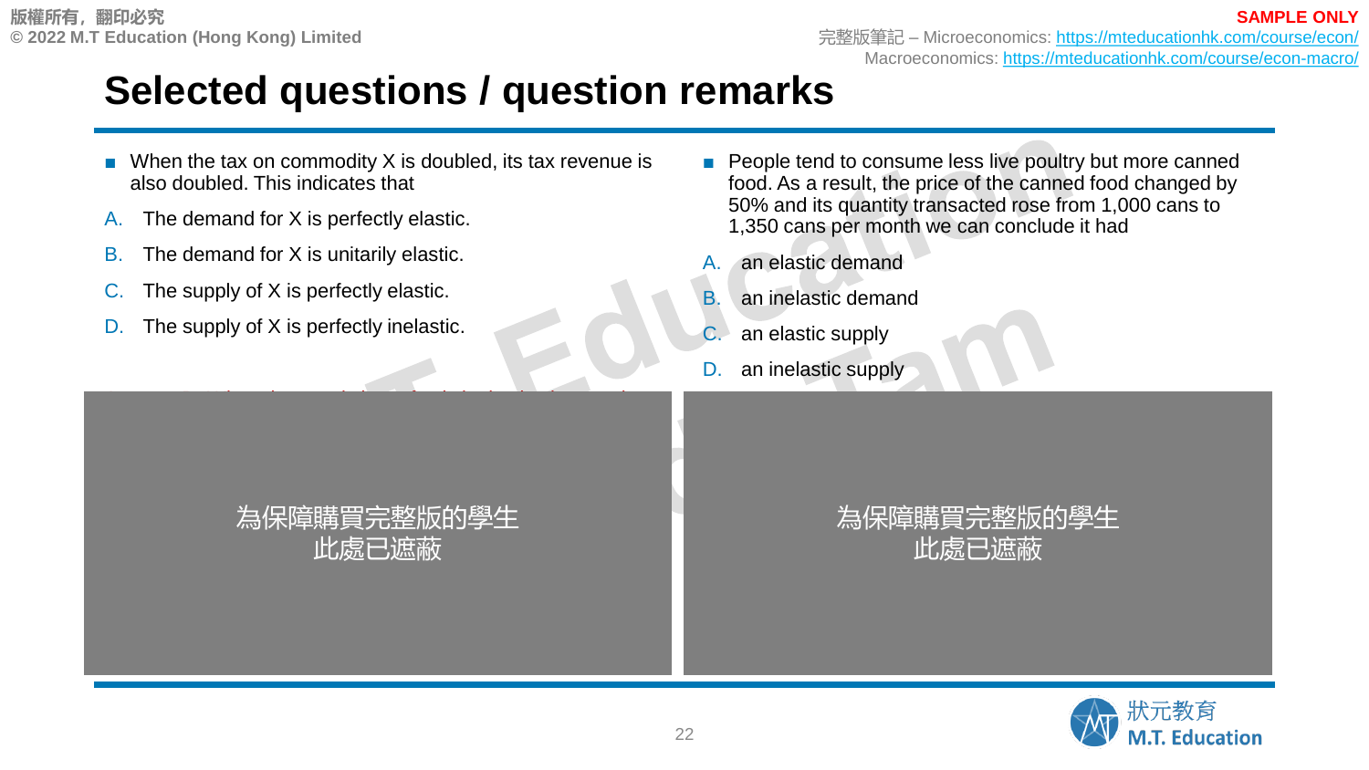# Selected questions / question remarks

- When the tax on commodity X is doubled, its tax revenue is also doubled. This indicates that

A. The demand for X is perfectly elastic.

B. The demand for X is unitarily elastic.

C. The supply of X is perfectly elastic.

D. The supply of X is perfectly inelastic.

為保障購買完整版的學生
此處已遮蔽

- People tend to consume less live poultry but more canned food. As a result, the price of the canned food changed by 50% and its quantity transacted rose from 1,000 cans to 1,350 cans per month we can conclude it had

A. an elastic demand

B. an inelastic demand

C. an elastic supply

D. an inelastic supply

為保障購買完整版的學生
此處已遮蔽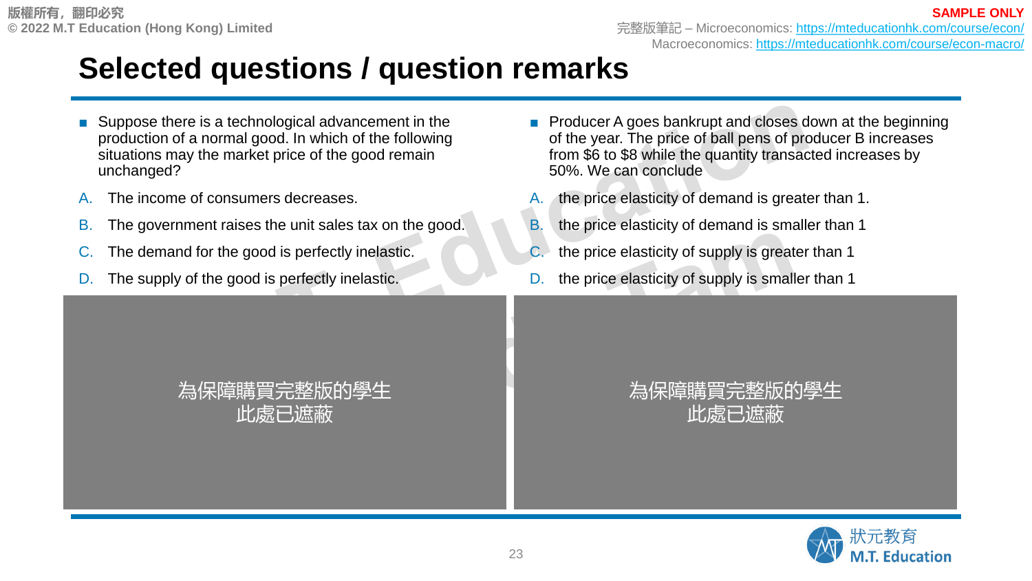# Selected questions / question remarks

- Suppose there is a technological advancement in the production of a normal good. In which of the following situations may the market price of the good remain unchanged?

A. The income of consumers decreases.

B. The government raises the unit sales tax on the good.

C. The demand for the good is perfectly inelastic.

D. The supply of the good is perfectly inelastic.

為保障購買完整版的學生
此處已遮蔽

- Producer A goes bankrupt and closes down at the beginning of the year. The price of ball pens of producer B increases from $6 to $8 while the quantity transacted increases by 50%. We can conclude

A. the price elasticity of demand is greater than 1.

B. the price elasticity of demand is smaller than 1

C. the price elasticity of supply is greater than 1

D. the price elasticity of supply is smaller than 1

為保障購買完整版的學生
此處已遮蔽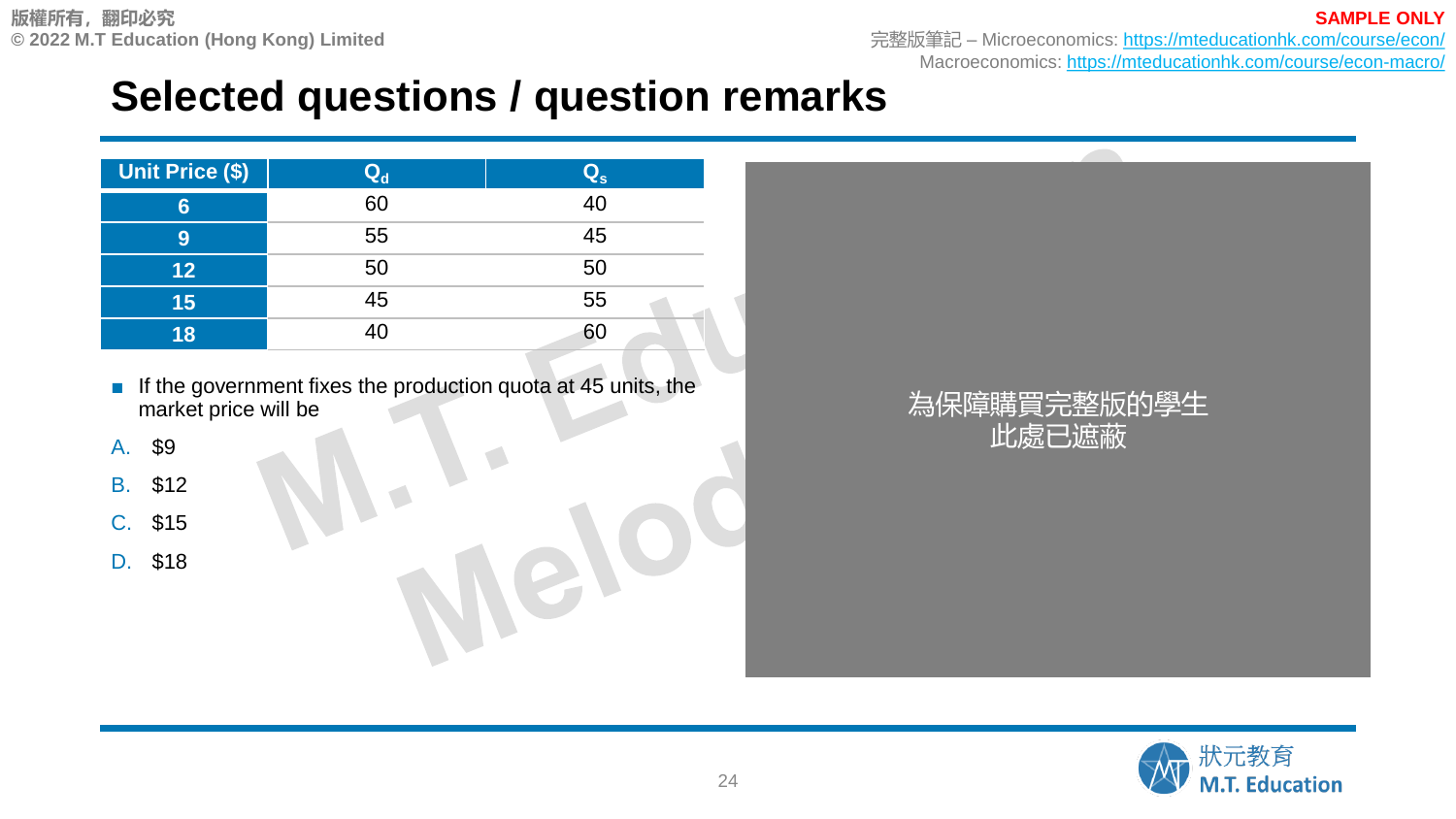# Selected questions / question remarks

| Unit Price ($) | $Q_d$ | $Q_s$ |
|---|---|---|
| 6 | 60 | 40 |
| 9 | 55 | 45 |
| 12 | 50 | 50 |
| 15 | 45 | 55 |
| 18 | 40 | 60 |

- If the government fixes the production quota at 45 units, the market price will be

A. $9

B. $12

C. $15

D. $18

為保障購買完整版的學生
此處已遮蔽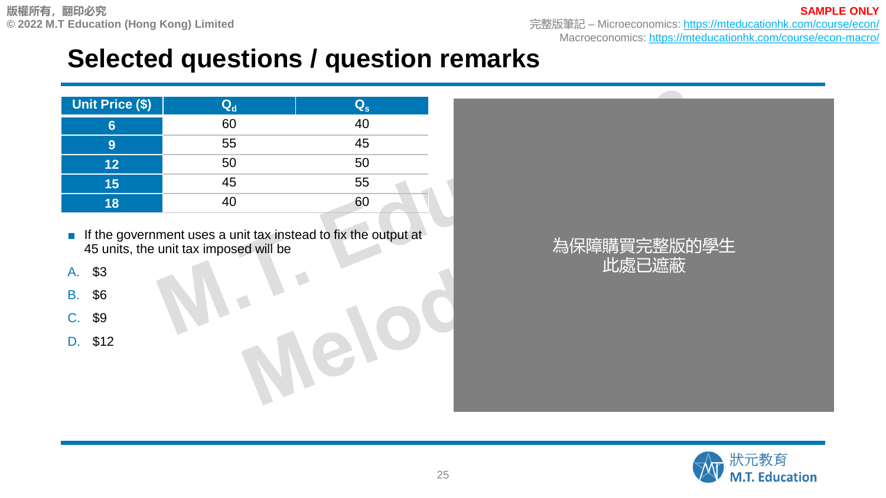# Selected questions / question remarks

| Unit Price ($) | $Q_d$ | $Q_s$ |
|---|---|---|
| 6 | 60 | 40 |
| 9 | 55 | 45 |
| 12 | 50 | 50 |
| 15 | 45 | 55 |
| 18 | 40 | 60 |

- If the government uses a unit tax instead to fix the output at 45 units, the unit tax imposed will be

A. $3

B. $6

C. $9

D. $12

為保障購買完整版的學生
此處已遮蔽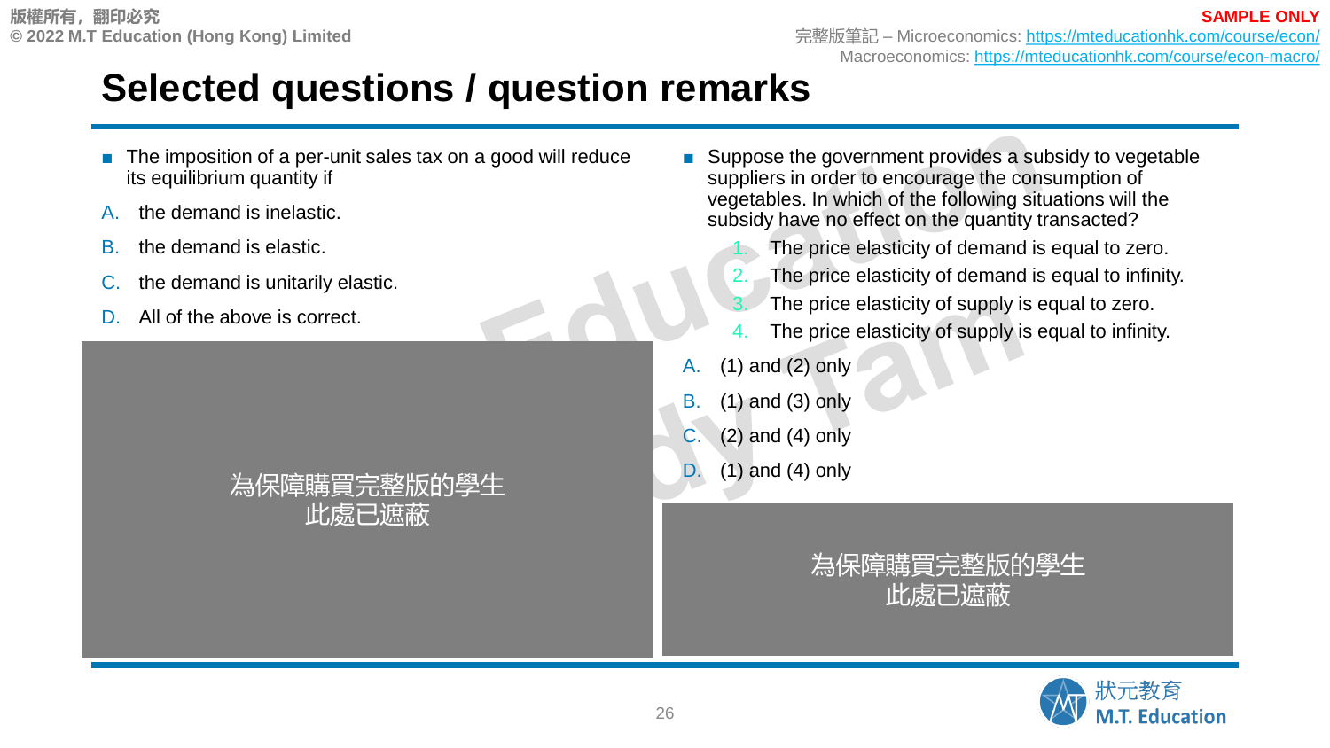# Selected questions / question remarks

- The imposition of a per-unit sales tax on a good will reduce its equilibrium quantity if

A. the demand is inelastic.

B. the demand is elastic.

C. the demand is unitarily elastic.

D. All of the above is correct.

為保障購買完整版的學生
此處已遮蔽

- Suppose the government provides a subsidy to vegetable suppliers in order to encourage the consumption of vegetables. In which of the following situations will the subsidy have no effect on the quantity transacted?

  1. The price elasticity of demand is equal to zero.
  2. The price elasticity of demand is equal to infinity.
  3. The price elasticity of supply is equal to zero.
  4. The price elasticity of supply is equal to infinity.

A. (1) and (2) only

B. (1) and (3) only

C. (2) and (4) only

D. (1) and (4) only

為保障購買完整版的學生
此處已遮蔽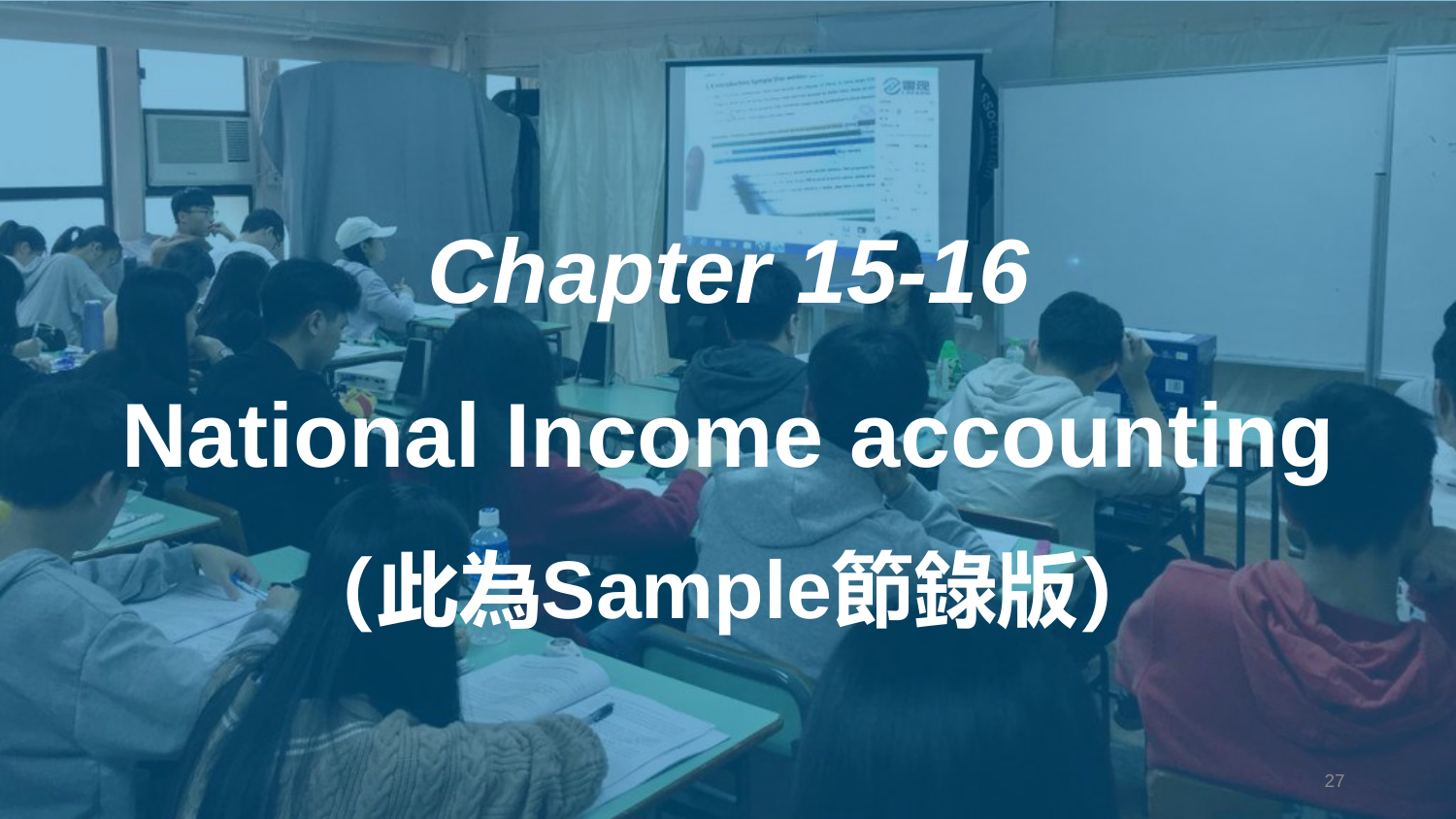# *Chapter 15-16*

# National Income accounting

# (此為Sample節錄版)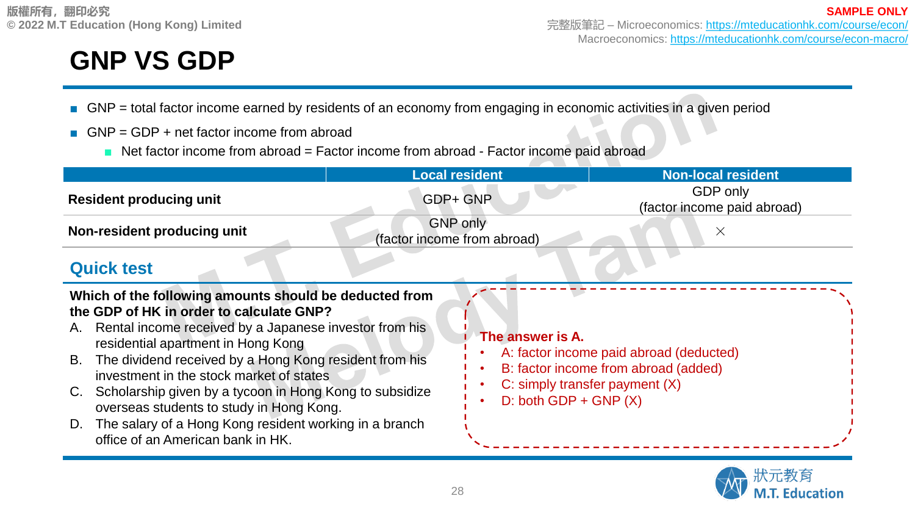# GNP VS GDP

- GNP = total factor income earned by residents of an economy from engaging in economic activities in a given period
- GNP = GDP + net factor income from abroad
  - Net factor income from abroad = Factor income from abroad - Factor income paid abroad

| | Local resident | Non-local resident |
|---|---|---|
| **Resident producing unit** | GDP+ GNP | GDP only (factor income paid abroad) |
| **Non-resident producing unit** | GNP only (factor income from abroad) | × |

## Quick test

**Which of the following amounts should be deducted from the GDP of HK in order to calculate GNP?**

A. Rental income received by a Japanese investor from his residential apartment in Hong Kong
B. The dividend received by a Hong Kong resident from his investment in the stock market of states
C. Scholarship given by a tycoon in Hong Kong to subsidize overseas students to study in Hong Kong.
D. The salary of a Hong Kong resident working in a branch office of an American bank in HK.

**The answer is A.**

- A: factor income paid abroad (deducted)
- B: factor income from abroad (added)
- C: simply transfer payment (X)
- D: both GDP + GNP (X)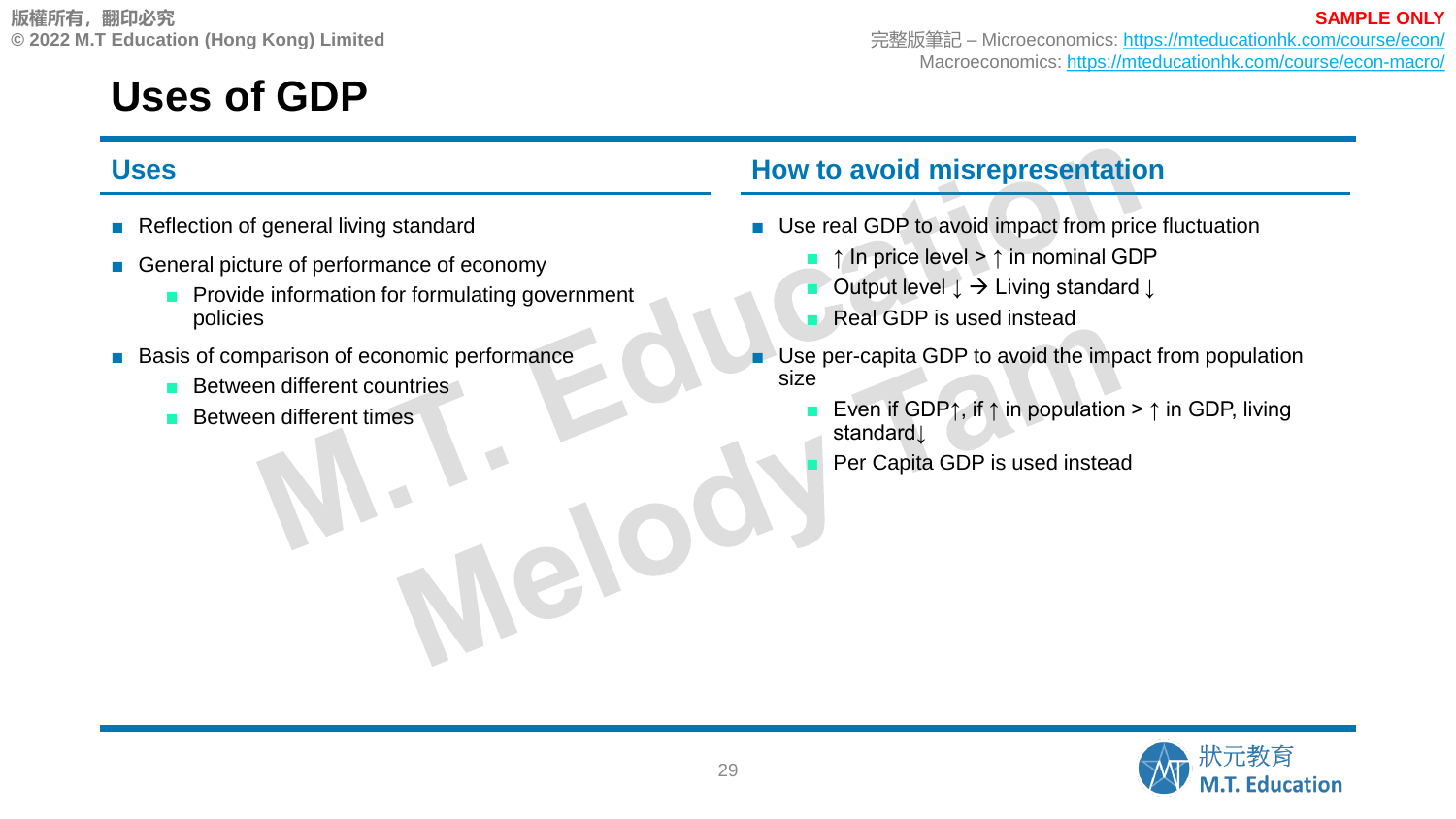# Uses of GDP

## Uses

- Reflection of general living standard
- General picture of performance of economy
  - Provide information for formulating government policies
- Basis of comparison of economic performance
  - Between different countries
  - Between different times

## How to avoid misrepresentation

- Use real GDP to avoid impact from price fluctuation
  - ↑ In price level > ↑ in nominal GDP
  - Output level ↓ → Living standard ↓
  - Real GDP is used instead
- Use per-capita GDP to avoid the impact from population size
  - Even if GDP↑, if ↑ in population > ↑ in GDP, living standard↓
  - Per Capita GDP is used instead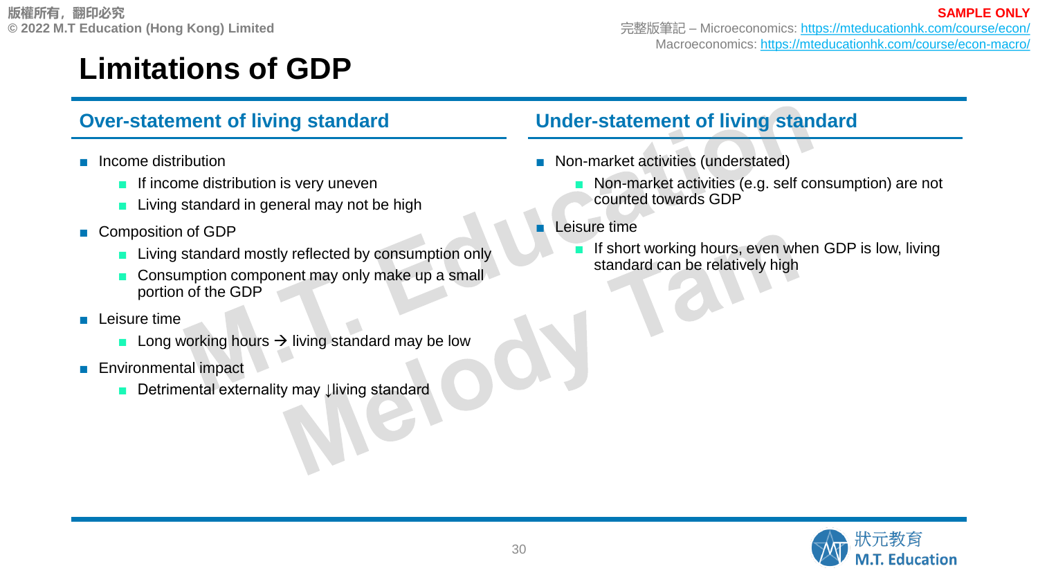# Limitations of GDP

## Over-statement of living standard

- Income distribution
  - If income distribution is very uneven
  - Living standard in general may not be high
- Composition of GDP
  - Living standard mostly reflected by consumption only
  - Consumption component may only make up a small portion of the GDP
- Leisure time
  - Long working hours → living standard may be low
- Environmental impact
  - Detrimental externality may ↓living standard

## Under-statement of living standard

- Non-market activities (understated)
  - Non-market activities (e.g. self consumption) are not counted towards GDP
- Leisure time
  - If short working hours, even when GDP is low, living standard can be relatively high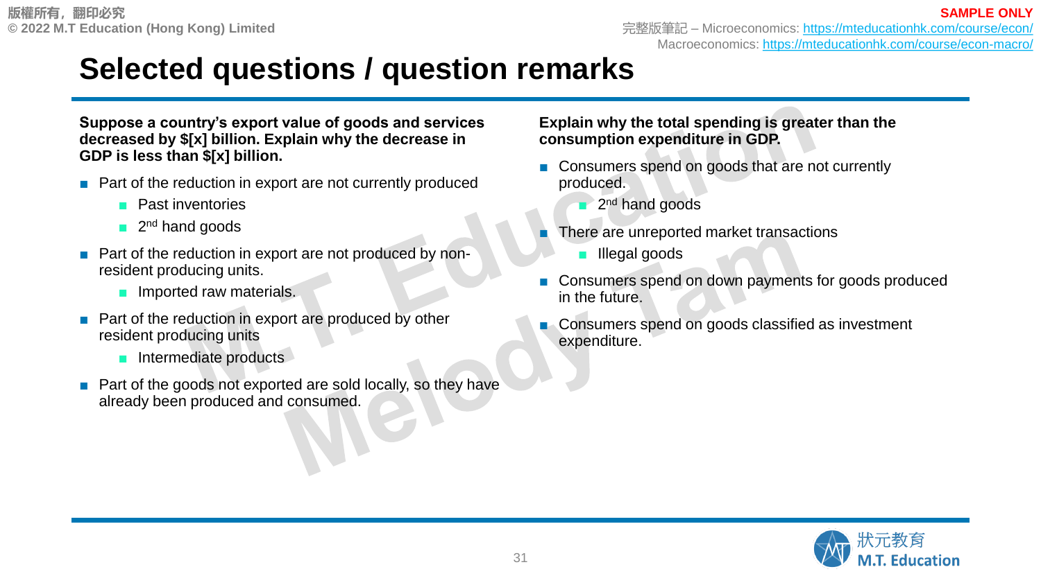# Selected questions / question remarks

**Suppose a country's export value of goods and services decreased by $[x] billion. Explain why the decrease in GDP is less than $[x] billion.**

- Part of the reduction in export are not currently produced
  - Past inventories
  - 2nd hand goods
- Part of the reduction in export are not produced by non-resident producing units.
  - Imported raw materials.
- Part of the reduction in export are produced by other resident producing units
  - Intermediate products
- Part of the goods not exported are sold locally, so they have already been produced and consumed.

**Explain why the total spending is greater than the consumption expenditure in GDP.**

- Consumers spend on goods that are not currently produced.
  - 2nd hand goods
- There are unreported market transactions
  - Illegal goods
- Consumers spend on down payments for goods produced in the future.
- Consumers spend on goods classified as investment expenditure.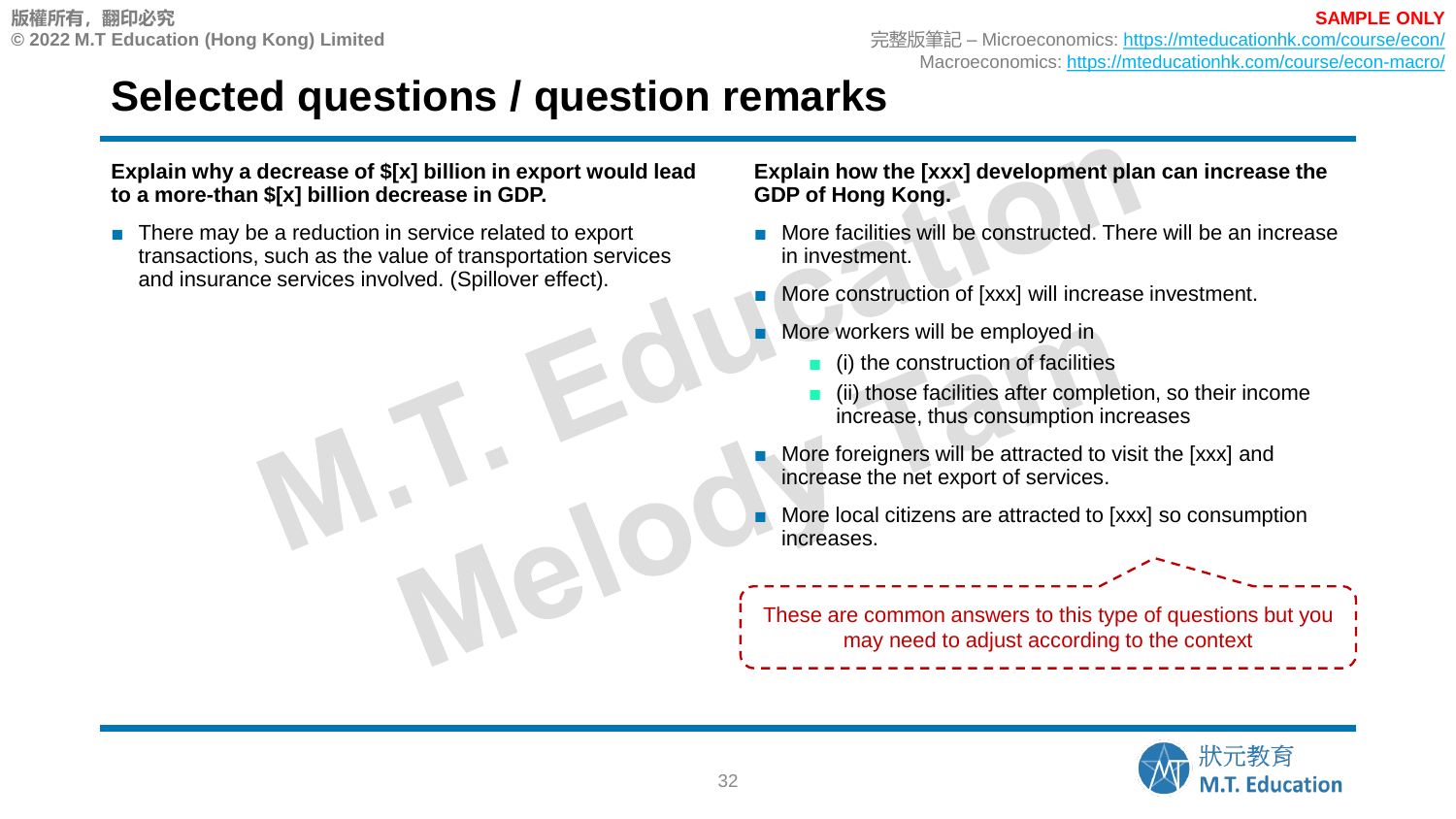# Selected questions / question remarks

**Explain why a decrease of $[x] billion in export would lead to a more-than $[x] billion decrease in GDP.**

- There may be a reduction in service related to export transactions, such as the value of transportation services and insurance services involved. (Spillover effect).

**Explain how the [xxx] development plan can increase the GDP of Hong Kong.**

- More facilities will be constructed. There will be an increase in investment.
- More construction of [xxx] will increase investment.
- More workers will be employed in
  - (i) the construction of facilities
  - (ii) those facilities after completion, so their income increase, thus consumption increases
- More foreigners will be attracted to visit the [xxx] and increase the net export of services.
- More local citizens are attracted to [xxx] so consumption increases.

These are common answers to this type of questions but you may need to adjust according to the context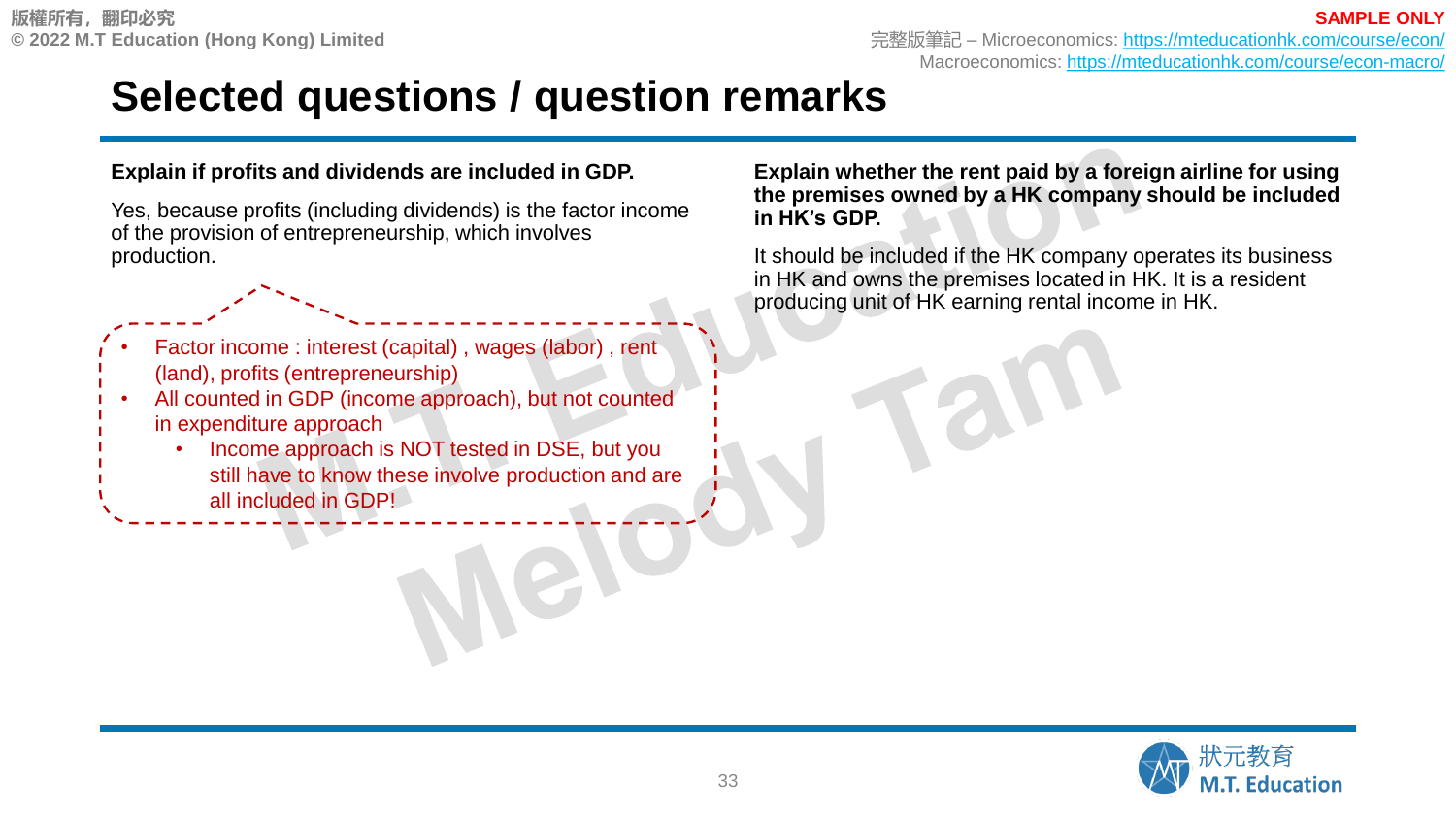# Selected questions / question remarks

**Explain if profits and dividends are included in GDP.**

Yes, because profits (including dividends) is the factor income of the provision of entrepreneurship, which involves production.

- Factor income : interest (capital) , wages (labor) , rent (land), profits (entrepreneurship)
- All counted in GDP (income approach), but not counted in expenditure approach
  - Income approach is NOT tested in DSE, but you still have to know these involve production and are all included in GDP!

**Explain whether the rent paid by a foreign airline for using the premises owned by a HK company should be included in HK's GDP.**

It should be included if the HK company operates its business in HK and owns the premises located in HK. It is a resident producing unit of HK earning rental income in HK.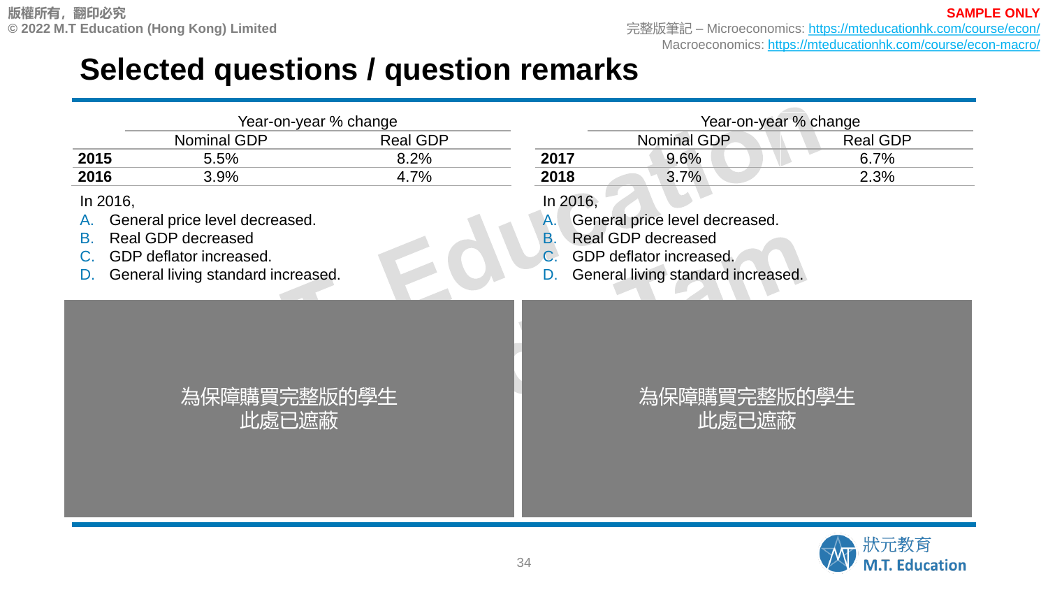# Selected questions / question remarks

| | Year-on-year % change | |
|---|---|---|
| | Nominal GDP | Real GDP |
| **2015** | 5.5% | 8.2% |
| **2016** | 3.9% | 4.7% |

In 2016,

A. General price level decreased.
B. Real GDP decreased
C. GDP deflator increased.
D. General living standard increased.

為保障購買完整版的學生
此處已遮蔽

| | Year-on-year % change | |
|---|---|---|
| | Nominal GDP | Real GDP |
| **2017** | 9.6% | 6.7% |
| **2018** | 3.7% | 2.3% |

In 2016,

A. General price level decreased.
B. Real GDP decreased
C. GDP deflator increased.
D. General living standard increased.

為保障購買完整版的學生
此處已遮蔽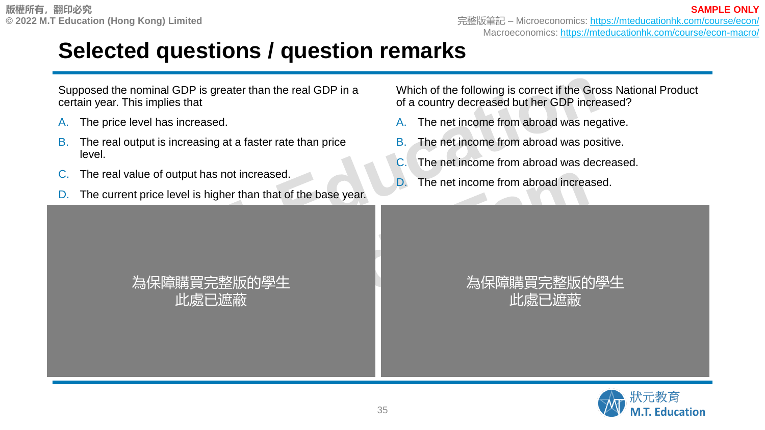# Selected questions / question remarks

Supposed the nominal GDP is greater than the real GDP in a certain year. This implies that

A. The price level has increased.

B. The real output is increasing at a faster rate than price level.

C. The real value of output has not increased.

D. The current price level is higher than that of the base year.

為保障購買完整版的學生
此處已遮蔽

Which of the following is correct if the Gross National Product of a country decreased but her GDP increased?

A. The net income from abroad was negative.

B. The net income from abroad was positive.

C. The net income from abroad was decreased.

D. The net income from abroad increased.

為保障購買完整版的學生
此處已遮蔽